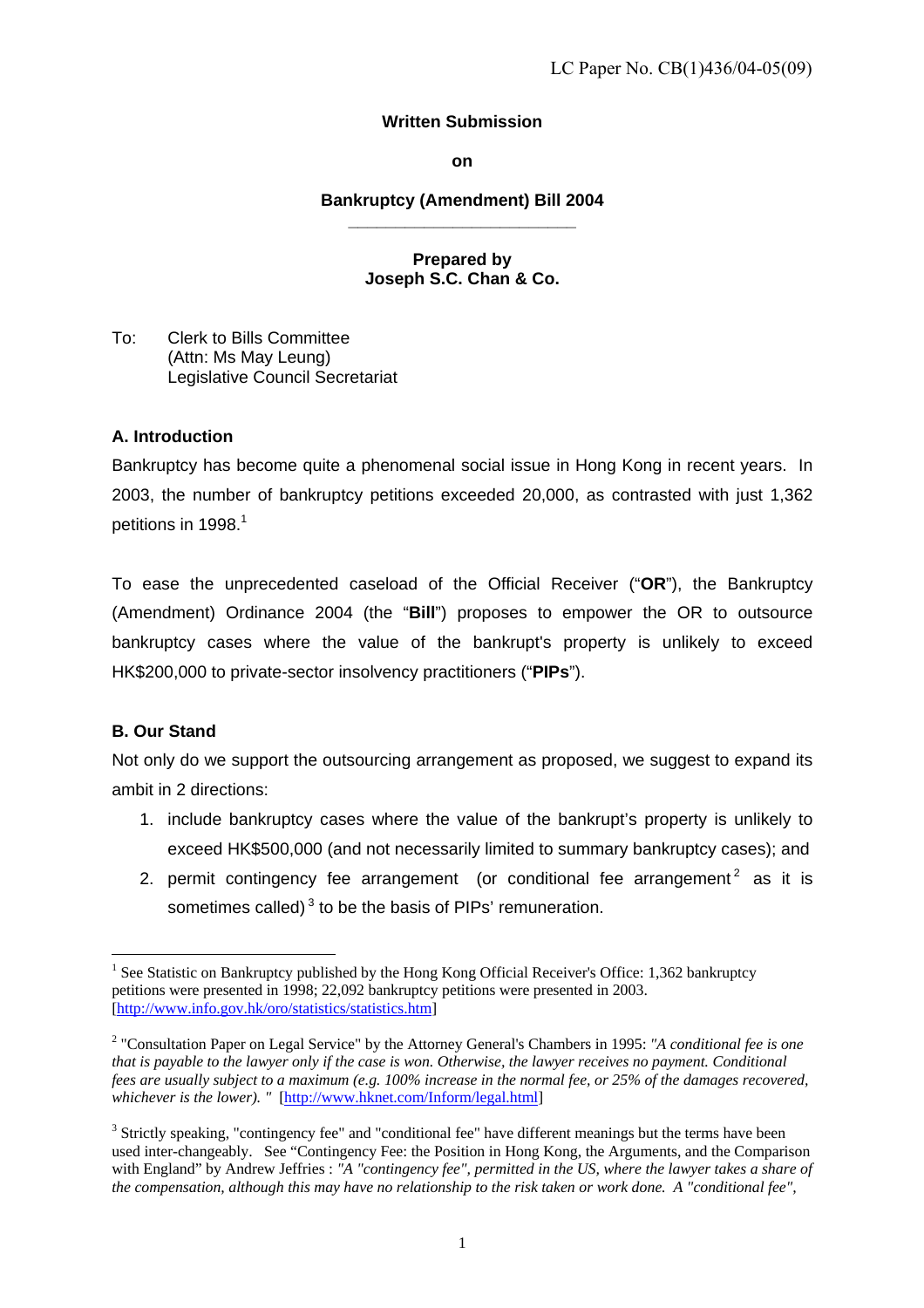LC Paper No. CB(1)436/04-05(09)

**Written Submission**

**on**

**Bankruptcy (Amendment) Bill 2004**

**Prepared by**
**Joseph S.C. Chan & Co.**

To: Clerk to Bills Committee
(Attn: Ms May Leung)
Legislative Council Secretariat

## A. Introduction

Bankruptcy has become quite a phenomenal social issue in Hong Kong in recent years. In 2003, the number of bankruptcy petitions exceeded 20,000, as contrasted with just 1,362 petitions in 1998.[1]

To ease the unprecedented caseload of the Official Receiver ("**OR**"), the Bankruptcy (Amendment) Ordinance 2004 (the "**Bill**") proposes to empower the OR to outsource bankruptcy cases where the value of the bankrupt's property is unlikely to exceed HK$200,000 to private-sector insolvency practitioners ("**PIPs**").

## B. Our Stand

Not only do we support the outsourcing arrangement as proposed, we suggest to expand its ambit in 2 directions:

1. include bankruptcy cases where the value of the bankrupt's property is unlikely to exceed HK$500,000 (and not necessarily limited to summary bankruptcy cases); and
2. permit contingency fee arrangement (or conditional fee arrangement[2] as it is sometimes called)[3] to be the basis of PIPs' remuneration.

---

[1] See Statistic on Bankruptcy published by the Hong Kong Official Receiver's Office: 1,362 bankruptcy petitions were presented in 1998; 22,092 bankruptcy petitions were presented in 2003. [http://www.info.gov.hk/oro/statistics/statistics.htm]

[2] "Consultation Paper on Legal Service" by the Attorney General's Chambers in 1995: *"A conditional fee is one that is payable to the lawyer only if the case is won. Otherwise, the lawyer receives no payment. Conditional fees are usually subject to a maximum (e.g. 100% increase in the normal fee, or 25% of the damages recovered, whichever is the lower). "* [http://www.hknet.com/Inform/legal.html]

[3] Strictly speaking, "contingency fee" and "conditional fee" have different meanings but the terms have been used inter-changeably. See "Contingency Fee: the Position in Hong Kong, the Arguments, and the Comparison with England" by Andrew Jeffries : *"A "contingency fee", permitted in the US, where the lawyer takes a share of the compensation, although this may have no relationship to the risk taken or work done. A "conditional fee",*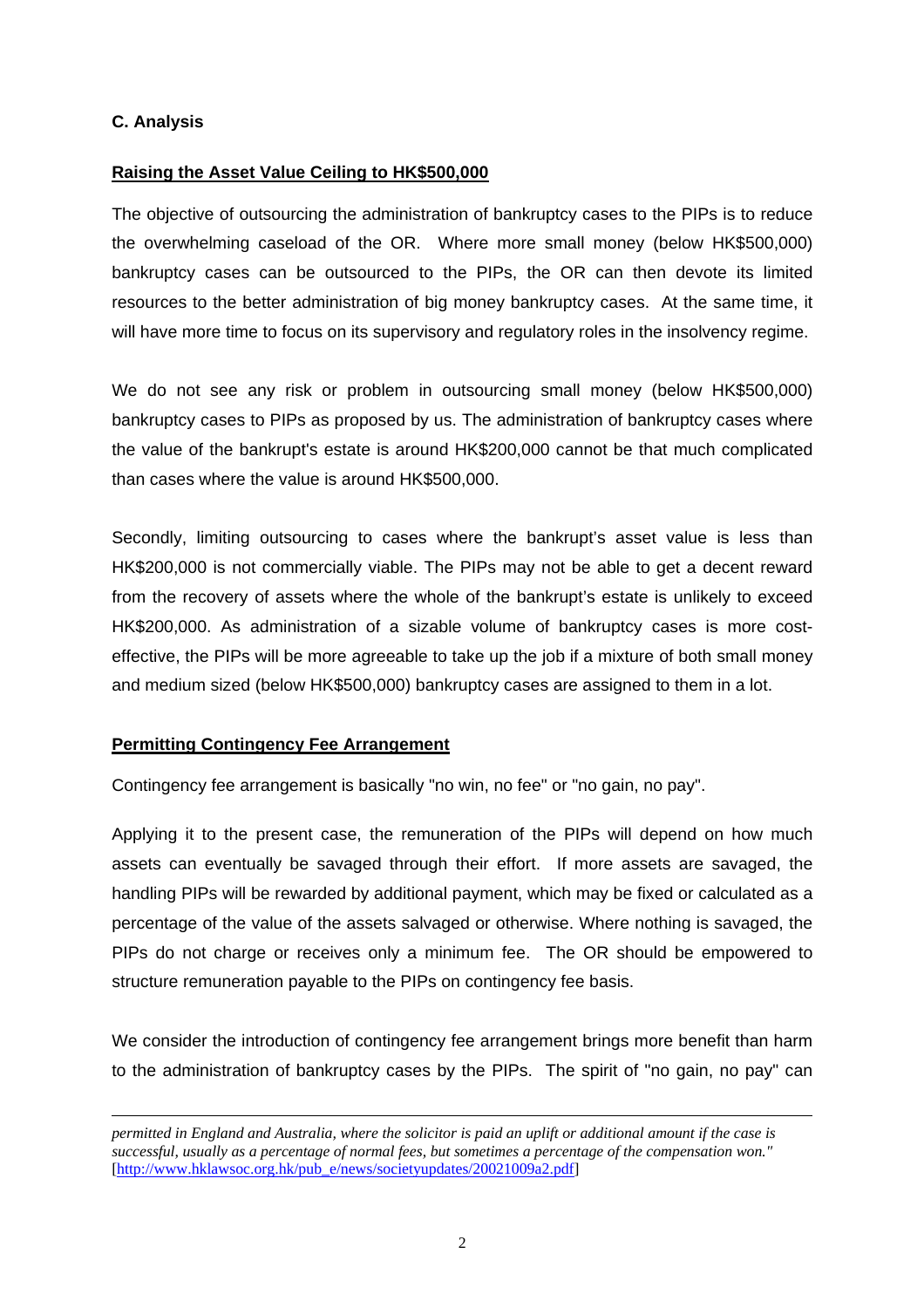### C. Analysis

**Raising the Asset Value Ceiling to HK$500,000**

The objective of outsourcing the administration of bankruptcy cases to the PIPs is to reduce the overwhelming caseload of the OR. Where more small money (below HK$500,000) bankruptcy cases can be outsourced to the PIPs, the OR can then devote its limited resources to the better administration of big money bankruptcy cases. At the same time, it will have more time to focus on its supervisory and regulatory roles in the insolvency regime.

We do not see any risk or problem in outsourcing small money (below HK$500,000) bankruptcy cases to PIPs as proposed by us. The administration of bankruptcy cases where the value of the bankrupt's estate is around HK$200,000 cannot be that much complicated than cases where the value is around HK$500,000.

Secondly, limiting outsourcing to cases where the bankrupt's asset value is less than HK$200,000 is not commercially viable. The PIPs may not be able to get a decent reward from the recovery of assets where the whole of the bankrupt's estate is unlikely to exceed HK$200,000. As administration of a sizable volume of bankruptcy cases is more cost-effective, the PIPs will be more agreeable to take up the job if a mixture of both small money and medium sized (below HK$500,000) bankruptcy cases are assigned to them in a lot.

**Permitting Contingency Fee Arrangement**

Contingency fee arrangement is basically "no win, no fee" or "no gain, no pay".

Applying it to the present case, the remuneration of the PIPs will depend on how much assets can eventually be savaged through their effort. If more assets are savaged, the handling PIPs will be rewarded by additional payment, which may be fixed or calculated as a percentage of the value of the assets salvaged or otherwise. Where nothing is savaged, the PIPs do not charge or receives only a minimum fee. The OR should be empowered to structure remuneration payable to the PIPs on contingency fee basis.

We consider the introduction of contingency fee arrangement brings more benefit than harm to the administration of bankruptcy cases by the PIPs. The spirit of "no gain, no pay" can

---

*permitted in England and Australia, where the solicitor is paid an uplift or additional amount if the case is successful, usually as a percentage of normal fees, but sometimes a percentage of the compensation won."* [http://www.hklawsoc.org.hk/pub_e/news/societyupdates/20021009a2.pdf]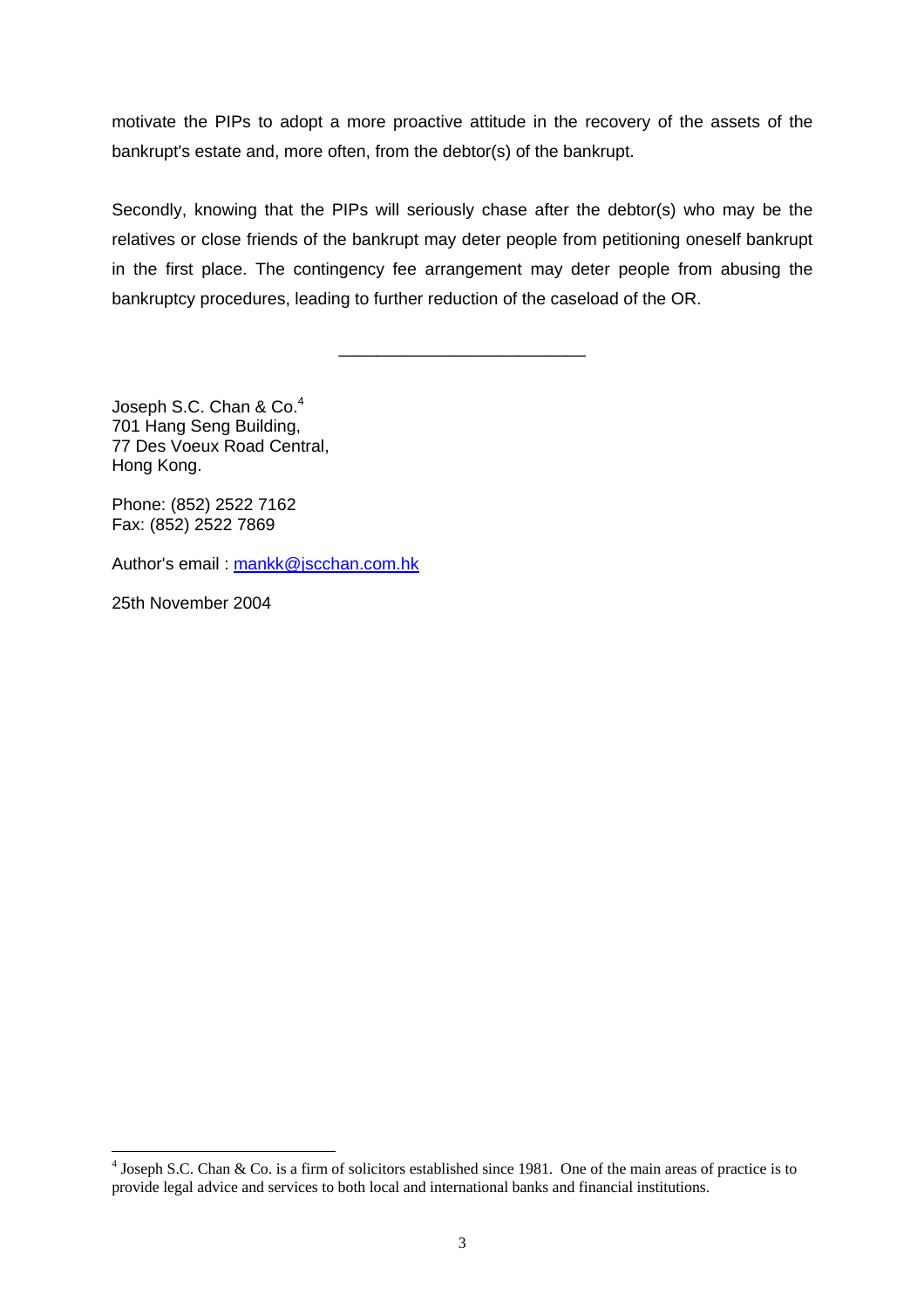motivate the PIPs to adopt a more proactive attitude in the recovery of the assets of the bankrupt's estate and, more often, from the debtor(s) of the bankrupt.

Secondly, knowing that the PIPs will seriously chase after the debtor(s) who may be the relatives or close friends of the bankrupt may deter people from petitioning oneself bankrupt in the first place. The contingency fee arrangement may deter people from abusing the bankruptcy procedures, leading to further reduction of the caseload of the OR.

---

Joseph S.C. Chan & Co.[4]
701 Hang Seng Building,
77 Des Voeux Road Central,
Hong Kong.

Phone: (852) 2522 7162
Fax: (852) 2522 7869

Author's email : mankk@jscchan.com.hk

25th November 2004

[4] Joseph S.C. Chan & Co. is a firm of solicitors established since 1981. One of the main areas of practice is to provide legal advice and services to both local and international banks and financial institutions.